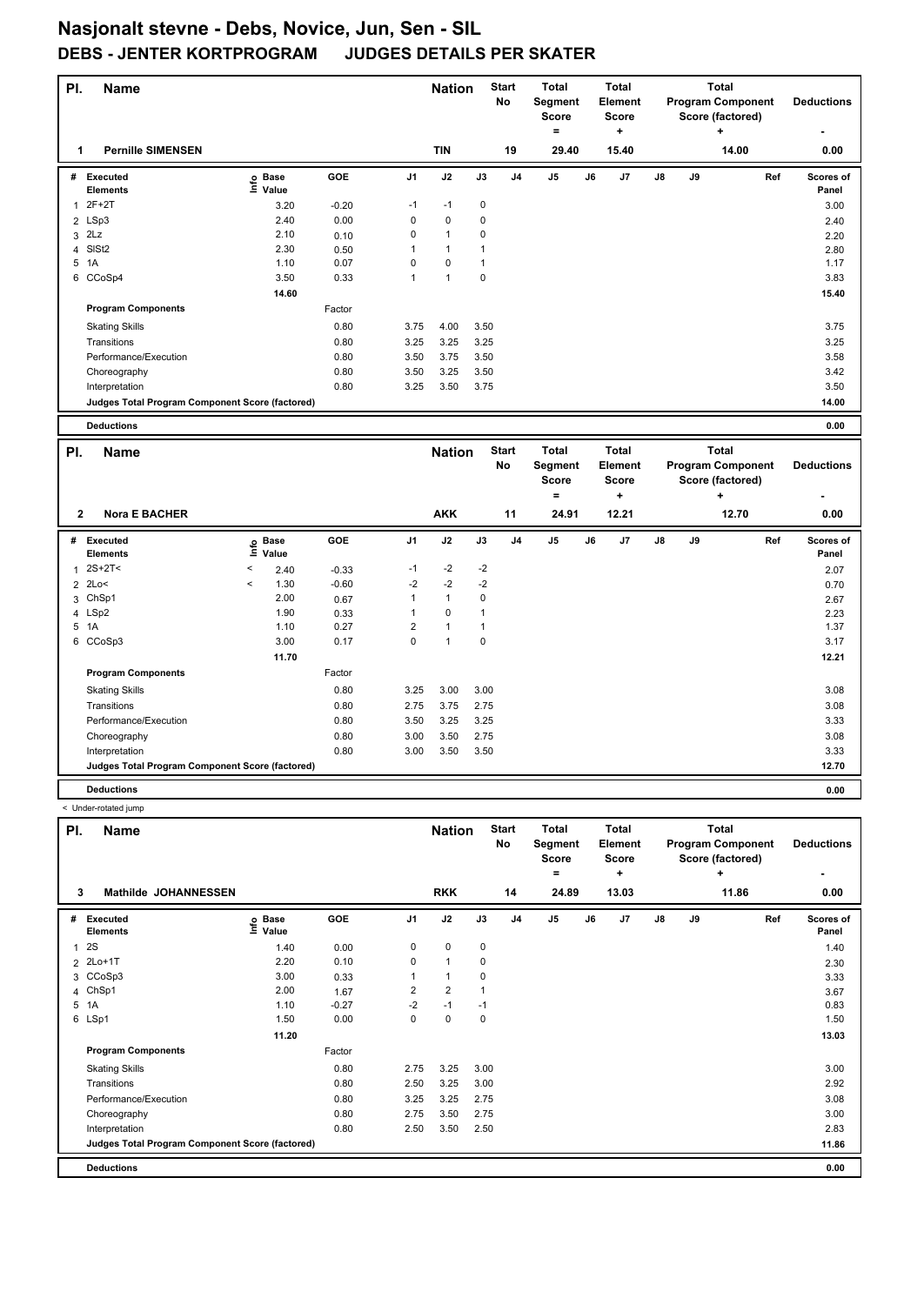# Nasjonalt stevne - Debs, Novice, Jun, Sen - SIL

## DEBS - JENTER KORTPROGRAM JUDGES DETAILS PER SKATER

| Pl. | Name | Nation | Start No | Total Segment Score = | Total Element Score + | Total Program Component Score (factored) + | Deductions - |
|---|---|---|---|---|---|---|---|
| 1 | Pernille SIMENSEN | TIN | 19 | 29.40 | 15.40 | 14.00 | 0.00 |

| # | Executed Elements | Info | Base Value | GOE | J1 | J2 | J3 | J4 | J5 | J6 | J7 | J8 | J9 | Ref | Scores of Panel |
|---|---|---|---|---|---|---|---|---|---|---|---|---|---|---|---|
| 1 | 2F+2T | | 3.20 | -0.20 | -1 | -1 | 0 | | | | | | | | 3.00 |
| 2 | LSp3 | | 2.40 | 0.00 | 0 | 0 | 0 | | | | | | | | 2.40 |
| 3 | 2Lz | | 2.10 | 0.10 | 0 | 1 | 0 | | | | | | | | 2.20 |
| 4 | SlSt2 | | 2.30 | 0.50 | 1 | 1 | 1 | | | | | | | | 2.80 |
| 5 | 1A | | 1.10 | 0.07 | 0 | 0 | 1 | | | | | | | | 1.17 |
| 6 | CCoSp4 | | 3.50 | 0.33 | 1 | 1 | 0 | | | | | | | | 3.83 |
| | | | 14.60 | | | | | | | | | | | | 15.40 |
| | **Program Components** | | | Factor | | | | | | | | | | | |
| | Skating Skills | | | 0.80 | 3.75 | 4.00 | 3.50 | | | | | | | | 3.75 |
| | Transitions | | | 0.80 | 3.25 | 3.25 | 3.25 | | | | | | | | 3.25 |
| | Performance/Execution | | | 0.80 | 3.50 | 3.75 | 3.50 | | | | | | | | 3.58 |
| | Choreography | | | 0.80 | 3.50 | 3.25 | 3.50 | | | | | | | | 3.42 |
| | Interpretation | | | 0.80 | 3.25 | 3.50 | 3.75 | | | | | | | | 3.50 |
| | **Judges Total Program Component Score (factored)** | | | | | | | | | | | | | | 14.00 |
| | **Deductions** | | | | | | | | | | | | | | 0.00 |

| Pl. | Name | Nation | Start No | Total Segment Score = | Total Element Score + | Total Program Component Score (factored) + | Deductions - |
|---|---|---|---|---|---|---|---|
| 2 | Nora E BACHER | AKK | 11 | 24.91 | 12.21 | 12.70 | 0.00 |

| # | Executed Elements | Info | Base Value | GOE | J1 | J2 | J3 | J4 | J5 | J6 | J7 | J8 | J9 | Ref | Scores of Panel |
|---|---|---|---|---|---|---|---|---|---|---|---|---|---|---|---|
| 1 | 2S+2T< | < | 2.40 | -0.33 | -1 | -2 | -2 | | | | | | | | 2.07 |
| 2 | 2Lo< | < | 1.30 | -0.60 | -2 | -2 | -2 | | | | | | | | 0.70 |
| 3 | ChSp1 | | 2.00 | 0.67 | 1 | 1 | 0 | | | | | | | | 2.67 |
| 4 | LSp2 | | 1.90 | 0.33 | 1 | 0 | 1 | | | | | | | | 2.23 |
| 5 | 1A | | 1.10 | 0.27 | 2 | 1 | 1 | | | | | | | | 1.37 |
| 6 | CCoSp3 | | 3.00 | 0.17 | 0 | 1 | 0 | | | | | | | | 3.17 |
| | | | 11.70 | | | | | | | | | | | | 12.21 |
| | **Program Components** | | | Factor | | | | | | | | | | | |
| | Skating Skills | | | 0.80 | 3.25 | 3.00 | 3.00 | | | | | | | | 3.08 |
| | Transitions | | | 0.80 | 2.75 | 3.75 | 2.75 | | | | | | | | 3.08 |
| | Performance/Execution | | | 0.80 | 3.50 | 3.25 | 3.25 | | | | | | | | 3.33 |
| | Choreography | | | 0.80 | 3.00 | 3.50 | 2.75 | | | | | | | | 3.08 |
| | Interpretation | | | 0.80 | 3.00 | 3.50 | 3.50 | | | | | | | | 3.33 |
| | **Judges Total Program Component Score (factored)** | | | | | | | | | | | | | | 12.70 |
| | **Deductions** | | | | | | | | | | | | | | 0.00 |

< Under-rotated jump

| Pl. | Name | Nation | Start No | Total Segment Score = | Total Element Score + | Total Program Component Score (factored) + | Deductions - |
|---|---|---|---|---|---|---|---|
| 3 | Mathilde JOHANNESSEN | RKK | 14 | 24.89 | 13.03 | 11.86 | 0.00 |

| # | Executed Elements | Info | Base Value | GOE | J1 | J2 | J3 | J4 | J5 | J6 | J7 | J8 | J9 | Ref | Scores of Panel |
|---|---|---|---|---|---|---|---|---|---|---|---|---|---|---|---|
| 1 | 2S | | 1.40 | 0.00 | 0 | 0 | 0 | | | | | | | | 1.40 |
| 2 | 2Lo+1T | | 2.20 | 0.10 | 0 | 1 | 0 | | | | | | | | 2.30 |
| 3 | CCoSp3 | | 3.00 | 0.33 | 1 | 1 | 0 | | | | | | | | 3.33 |
| 4 | ChSp1 | | 2.00 | 1.67 | 2 | 2 | 1 | | | | | | | | 3.67 |
| 5 | 1A | | 1.10 | -0.27 | -2 | -1 | -1 | | | | | | | | 0.83 |
| 6 | LSp1 | | 1.50 | 0.00 | 0 | 0 | 0 | | | | | | | | 1.50 |
| | | | 11.20 | | | | | | | | | | | | 13.03 |
| | **Program Components** | | | Factor | | | | | | | | | | | |
| | Skating Skills | | | 0.80 | 2.75 | 3.25 | 3.00 | | | | | | | | 3.00 |
| | Transitions | | | 0.80 | 2.50 | 3.25 | 3.00 | | | | | | | | 2.92 |
| | Performance/Execution | | | 0.80 | 3.25 | 3.25 | 2.75 | | | | | | | | 3.08 |
| | Choreography | | | 0.80 | 2.75 | 3.50 | 2.75 | | | | | | | | 3.00 |
| | Interpretation | | | 0.80 | 2.50 | 3.50 | 2.50 | | | | | | | | 2.83 |
| | **Judges Total Program Component Score (factored)** | | | | | | | | | | | | | | 11.86 |
| | **Deductions** | | | | | | | | | | | | | | 0.00 |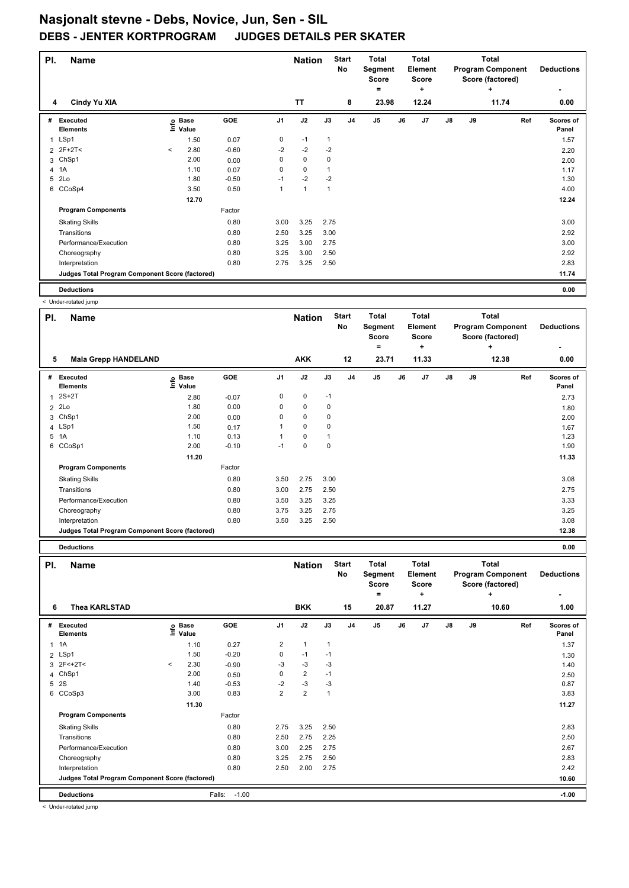# Nasjonalt stevne - Debs, Novice, Jun, Sen - SIL

## DEBS - JENTER KORTPROGRAM JUDGES DETAILS PER SKATER

| Pl. | Name | Nation | Start No | Total Segment Score = | Total Element Score + | Total Program Component Score (factored) + | Deductions - |
|---|---|---|---|---|---|---|---|
| 4 | Cindy Yu XIA | TT | 8 | 23.98 | 12.24 | 11.74 | 0.00 |

| # | Executed Elements | Info | Base Value | GOE | J1 | J2 | J3 | J4 | J5 | J6 | J7 | J8 | J9 | Ref | Scores of Panel |
|---|---|---|---|---|---|---|---|---|---|---|---|---|---|---|---|
| 1 | LSp1 | | 1.50 | 0.07 | 0 | -1 | 1 | | | | | | | | 1.57 |
| 2 | 2F+2T< | < | 2.80 | -0.60 | -2 | -2 | -2 | | | | | | | | 2.20 |
| 3 | ChSp1 | | 2.00 | 0.00 | 0 | 0 | 0 | | | | | | | | 2.00 |
| 4 | 1A | | 1.10 | 0.07 | 0 | 0 | 1 | | | | | | | | 1.17 |
| 5 | 2Lo | | 1.80 | -0.50 | -1 | -2 | -2 | | | | | | | | 1.30 |
| 6 | CCoSp4 | | 3.50 | 0.50 | 1 | 1 | 1 | | | | | | | | 4.00 |
| | | | 12.70 | | | | | | | | | | | | 12.24 |

| Program Components | Factor | J1 | J2 | J3 | Scores of Panel |
|---|---|---|---|---|---|
| Skating Skills | 0.80 | 3.00 | 3.25 | 2.75 | 3.00 |
| Transitions | 0.80 | 2.50 | 3.25 | 3.00 | 2.92 |
| Performance/Execution | 0.80 | 3.25 | 3.00 | 2.75 | 3.00 |
| Choreography | 0.80 | 3.25 | 3.00 | 2.50 | 2.92 |
| Interpretation | 0.80 | 2.75 | 3.25 | 2.50 | 2.83 |
| Judges Total Program Component Score (factored) | | | | | 11.74 |
| Deductions | | | | | 0.00 |

< Under-rotated jump

| Pl. | Name | Nation | Start No | Total Segment Score = | Total Element Score + | Total Program Component Score (factored) + | Deductions - |
|---|---|---|---|---|---|---|---|
| 5 | Mala Grepp HANDELAND | AKK | 12 | 23.71 | 11.33 | 12.38 | 0.00 |

| # | Executed Elements | Info | Base Value | GOE | J1 | J2 | J3 | J4 | J5 | J6 | J7 | J8 | J9 | Ref | Scores of Panel |
|---|---|---|---|---|---|---|---|---|---|---|---|---|---|---|---|
| 1 | 2S+2T | | 2.80 | -0.07 | 0 | 0 | -1 | | | | | | | | 2.73 |
| 2 | 2Lo | | 1.80 | 0.00 | 0 | 0 | 0 | | | | | | | | 1.80 |
| 3 | ChSp1 | | 2.00 | 0.00 | 0 | 0 | 0 | | | | | | | | 2.00 |
| 4 | LSp1 | | 1.50 | 0.17 | 1 | 0 | 0 | | | | | | | | 1.67 |
| 5 | 1A | | 1.10 | 0.13 | 1 | 0 | 1 | | | | | | | | 1.23 |
| 6 | CCoSp1 | | 2.00 | -0.10 | -1 | 0 | 0 | | | | | | | | 1.90 |
| | | | 11.20 | | | | | | | | | | | | 11.33 |

| Program Components | Factor | J1 | J2 | J3 | Scores of Panel |
|---|---|---|---|---|---|
| Skating Skills | 0.80 | 3.50 | 2.75 | 3.00 | 3.08 |
| Transitions | 0.80 | 3.00 | 2.75 | 2.50 | 2.75 |
| Performance/Execution | 0.80 | 3.50 | 3.25 | 3.25 | 3.33 |
| Choreography | 0.80 | 3.75 | 3.25 | 2.75 | 3.25 |
| Interpretation | 0.80 | 3.50 | 3.25 | 2.50 | 3.08 |
| Judges Total Program Component Score (factored) | | | | | 12.38 |
| Deductions | | | | | 0.00 |

| Pl. | Name | Nation | Start No | Total Segment Score = | Total Element Score + | Total Program Component Score (factored) + | Deductions - |
|---|---|---|---|---|---|---|---|
| 6 | Thea KARLSTAD | BKK | 15 | 20.87 | 11.27 | 10.60 | 1.00 |

| # | Executed Elements | Info | Base Value | GOE | J1 | J2 | J3 | J4 | J5 | J6 | J7 | J8 | J9 | Ref | Scores of Panel |
|---|---|---|---|---|---|---|---|---|---|---|---|---|---|---|---|
| 1 | 1A | | 1.10 | 0.27 | 2 | 1 | 1 | | | | | | | | 1.37 |
| 2 | LSp1 | | 1.50 | -0.20 | 0 | -1 | -1 | | | | | | | | 1.30 |
| 3 | 2F<+2T< | < | 2.30 | -0.90 | -3 | -3 | -3 | | | | | | | | 1.40 |
| 4 | ChSp1 | | 2.00 | 0.50 | 0 | 2 | -1 | | | | | | | | 2.50 |
| 5 | 2S | | 1.40 | -0.53 | -2 | -3 | -3 | | | | | | | | 0.87 |
| 6 | CCoSp3 | | 3.00 | 0.83 | 2 | 2 | 1 | | | | | | | | 3.83 |
| | | | 11.30 | | | | | | | | | | | | 11.27 |

| Program Components | Factor | J1 | J2 | J3 | Scores of Panel |
|---|---|---|---|---|---|
| Skating Skills | 0.80 | 2.75 | 3.25 | 2.50 | 2.83 |
| Transitions | 0.80 | 2.50 | 2.75 | 2.25 | 2.50 |
| Performance/Execution | 0.80 | 3.00 | 2.25 | 2.75 | 2.67 |
| Choreography | 0.80 | 3.25 | 2.75 | 2.50 | 2.83 |
| Interpretation | 0.80 | 2.50 | 2.00 | 2.75 | 2.42 |
| Judges Total Program Component Score (factored) | | | | | 10.60 |
| Deductions | Falls: -1.00 | | | | -1.00 |

< Under-rotated jump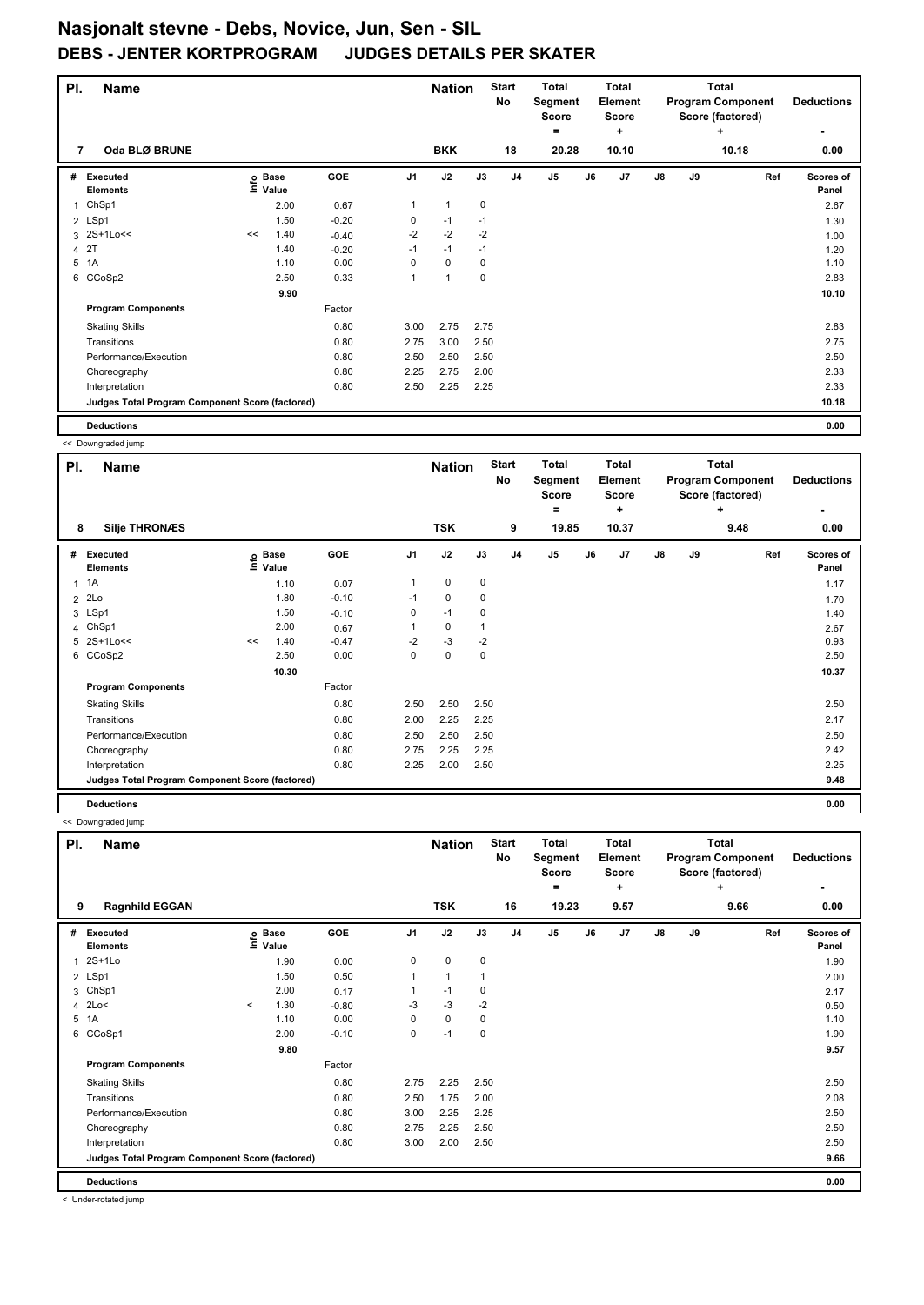# Nasjonalt stevne - Debs, Novice, Jun, Sen - SIL

## DEBS - JENTER KORTPROGRAM JUDGES DETAILS PER SKATER

| Pl. | Name | Nation | Start No | Total Segment Score = | Total Element Score + | Total Program Component Score (factored) + | Deductions - |
|---|---|---|---|---|---|---|---|
| 7 | Oda BLØ BRUNE | BKK | 18 | 20.28 | 10.10 | 10.18 | 0.00 |

| # | Executed Elements | Info | Base Value | GOE | J1 | J2 | J3 | J4 | J5 | J6 | J7 | J8 | J9 | Ref | Scores of Panel |
|---|---|---|---|---|---|---|---|---|---|---|---|---|---|---|---|
| 1 | ChSp1 | | 2.00 | 0.67 | 1 | 1 | 0 | | | | | | | | 2.67 |
| 2 | LSp1 | | 1.50 | -0.20 | 0 | -1 | -1 | | | | | | | | 1.30 |
| 3 | 2S+1Lo<< | << | 1.40 | -0.40 | -2 | -2 | -2 | | | | | | | | 1.00 |
| 4 | 2T | | 1.40 | -0.20 | -1 | -1 | -1 | | | | | | | | 1.20 |
| 5 | 1A | | 1.10 | 0.00 | 0 | 0 | 0 | | | | | | | | 1.10 |
| 6 | CCoSp2 | | 2.50 | 0.33 | 1 | 1 | 0 | | | | | | | | 2.83 |
| | | | 9.90 | | | | | | | | | | | | 10.10 |
| | **Program Components** | | | Factor | | | | | | | | | | | |
| | Skating Skills | | | 0.80 | 3.00 | 2.75 | 2.75 | | | | | | | | 2.83 |
| | Transitions | | | 0.80 | 2.75 | 3.00 | 2.50 | | | | | | | | 2.75 |
| | Performance/Execution | | | 0.80 | 2.50 | 2.50 | 2.50 | | | | | | | | 2.50 |
| | Choreography | | | 0.80 | 2.25 | 2.75 | 2.00 | | | | | | | | 2.33 |
| | Interpretation | | | 0.80 | 2.50 | 2.25 | 2.25 | | | | | | | | 2.33 |
| | **Judges Total Program Component Score (factored)** | | | | | | | | | | | | | | 10.18 |
| | **Deductions** | | | | | | | | | | | | | | 0.00 |

<< Downgraded jump

| Pl. | Name | Nation | Start No | Total Segment Score = | Total Element Score + | Total Program Component Score (factored) + | Deductions - |
|---|---|---|---|---|---|---|---|
| 8 | Silje THRONÆS | TSK | 9 | 19.85 | 10.37 | 9.48 | 0.00 |

| # | Executed Elements | Info | Base Value | GOE | J1 | J2 | J3 | J4 | J5 | J6 | J7 | J8 | J9 | Ref | Scores of Panel |
|---|---|---|---|---|---|---|---|---|---|---|---|---|---|---|---|
| 1 | 1A | | 1.10 | 0.07 | 1 | 0 | 0 | | | | | | | | 1.17 |
| 2 | 2Lo | | 1.80 | -0.10 | -1 | 0 | 0 | | | | | | | | 1.70 |
| 3 | LSp1 | | 1.50 | -0.10 | 0 | -1 | 0 | | | | | | | | 1.40 |
| 4 | ChSp1 | | 2.00 | 0.67 | 1 | 0 | 1 | | | | | | | | 2.67 |
| 5 | 2S+1Lo<< | << | 1.40 | -0.47 | -2 | -3 | -2 | | | | | | | | 0.93 |
| 6 | CCoSp2 | | 2.50 | 0.00 | 0 | 0 | 0 | | | | | | | | 2.50 |
| | | | 10.30 | | | | | | | | | | | | 10.37 |
| | **Program Components** | | | Factor | | | | | | | | | | | |
| | Skating Skills | | | 0.80 | 2.50 | 2.50 | 2.50 | | | | | | | | 2.50 |
| | Transitions | | | 0.80 | 2.00 | 2.25 | 2.25 | | | | | | | | 2.17 |
| | Performance/Execution | | | 0.80 | 2.50 | 2.50 | 2.50 | | | | | | | | 2.50 |
| | Choreography | | | 0.80 | 2.75 | 2.25 | 2.25 | | | | | | | | 2.42 |
| | Interpretation | | | 0.80 | 2.25 | 2.00 | 2.50 | | | | | | | | 2.25 |
| | **Judges Total Program Component Score (factored)** | | | | | | | | | | | | | | 9.48 |
| | **Deductions** | | | | | | | | | | | | | | 0.00 |

<< Downgraded jump

| Pl. | Name | Nation | Start No | Total Segment Score = | Total Element Score + | Total Program Component Score (factored) + | Deductions - |
|---|---|---|---|---|---|---|---|
| 9 | Ragnhild EGGAN | TSK | 16 | 19.23 | 9.57 | 9.66 | 0.00 |

| # | Executed Elements | Info | Base Value | GOE | J1 | J2 | J3 | J4 | J5 | J6 | J7 | J8 | J9 | Ref | Scores of Panel |
|---|---|---|---|---|---|---|---|---|---|---|---|---|---|---|---|
| 1 | 2S+1Lo | | 1.90 | 0.00 | 0 | 0 | 0 | | | | | | | | 1.90 |
| 2 | LSp1 | | 1.50 | 0.50 | 1 | 1 | 1 | | | | | | | | 2.00 |
| 3 | ChSp1 | | 2.00 | 0.17 | 1 | -1 | 0 | | | | | | | | 2.17 |
| 4 | 2Lo< | < | 1.30 | -0.80 | -3 | -3 | -2 | | | | | | | | 0.50 |
| 5 | 1A | | 1.10 | 0.00 | 0 | 0 | 0 | | | | | | | | 1.10 |
| 6 | CCoSp1 | | 2.00 | -0.10 | 0 | -1 | 0 | | | | | | | | 1.90 |
| | | | 9.80 | | | | | | | | | | | | 9.57 |
| | **Program Components** | | | Factor | | | | | | | | | | | |
| | Skating Skills | | | 0.80 | 2.75 | 2.25 | 2.50 | | | | | | | | 2.50 |
| | Transitions | | | 0.80 | 2.50 | 1.75 | 2.00 | | | | | | | | 2.08 |
| | Performance/Execution | | | 0.80 | 3.00 | 2.25 | 2.25 | | | | | | | | 2.50 |
| | Choreography | | | 0.80 | 2.75 | 2.25 | 2.50 | | | | | | | | 2.50 |
| | Interpretation | | | 0.80 | 3.00 | 2.00 | 2.50 | | | | | | | | 2.50 |
| | **Judges Total Program Component Score (factored)** | | | | | | | | | | | | | | 9.66 |
| | **Deductions** | | | | | | | | | | | | | | 0.00 |

< Under-rotated jump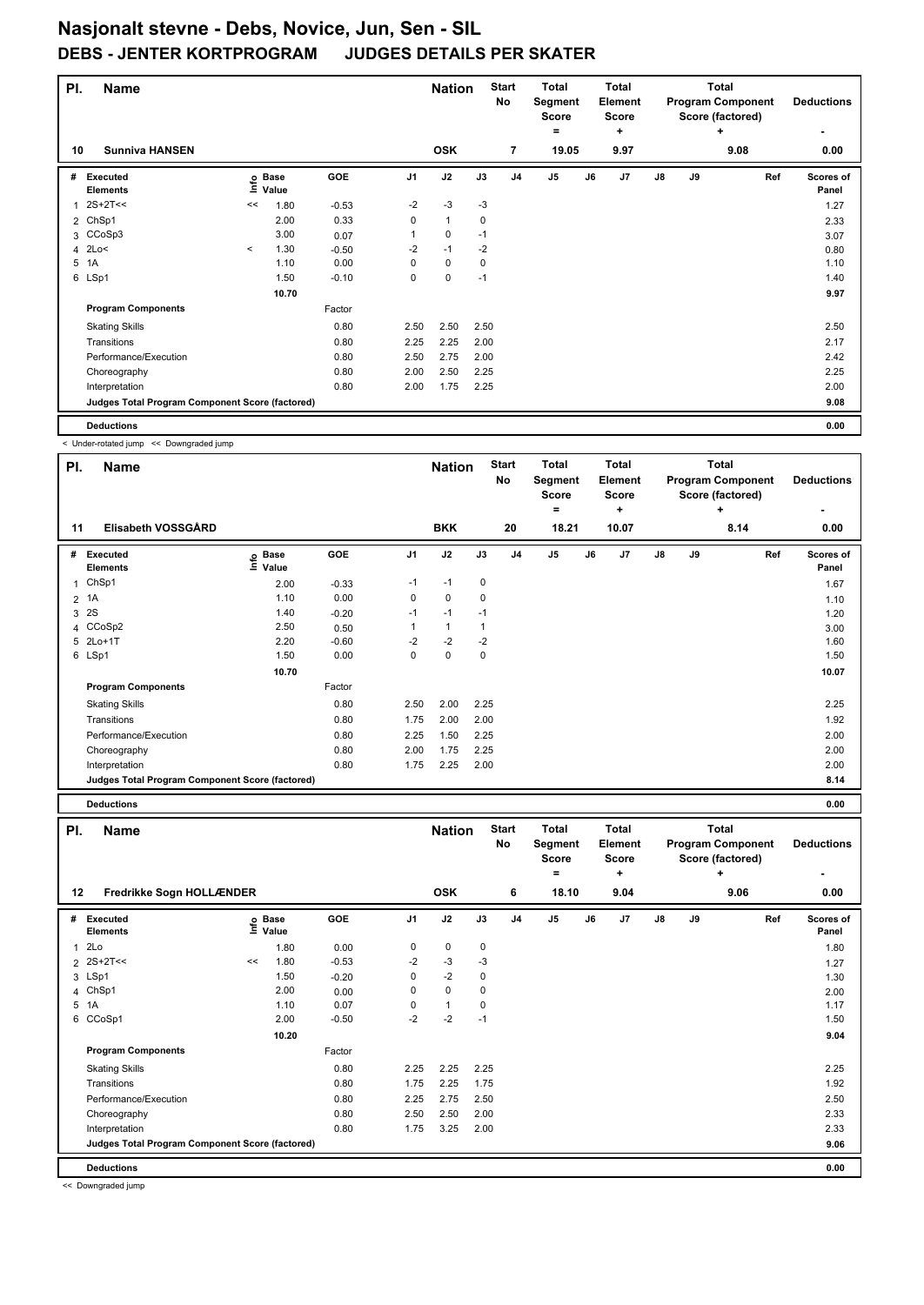# Nasjonalt stevne - Debs, Novice, Jun, Sen - SIL

## DEBS - JENTER KORTPROGRAM JUDGES DETAILS PER SKATER

| Pl. | Name | Nation | Start No | Total Segment Score = | Total Element Score + | Total Program Component Score (factored) + | Deductions - |
|---|---|---|---|---|---|---|---|
| 10 | Sunniva HANSEN | OSK | 7 | 19.05 | 9.97 | 9.08 | 0.00 |

| # | Executed Elements | Info | Base Value | GOE | J1 | J2 | J3 | J4 | J5 | J6 | J7 | J8 | J9 | Ref | Scores of Panel |
|---|---|---|---|---|---|---|---|---|---|---|---|---|---|---|---|
| 1 | 2S+2T<< | << | 1.80 | -0.53 | -2 | -3 | -3 | | | | | | | | 1.27 |
| 2 | ChSp1 | | 2.00 | 0.33 | 0 | 1 | 0 | | | | | | | | 2.33 |
| 3 | CCoSp3 | | 3.00 | 0.07 | 1 | 0 | -1 | | | | | | | | 3.07 |
| 4 | 2Lo< | < | 1.30 | -0.50 | -2 | -1 | -2 | | | | | | | | 0.80 |
| 5 | 1A | | 1.10 | 0.00 | 0 | 0 | 0 | | | | | | | | 1.10 |
| 6 | LSp1 | | 1.50 | -0.10 | 0 | 0 | -1 | | | | | | | | 1.40 |
| | | | 10.70 | | | | | | | | | | | | 9.97 |
| | **Program Components** | | | Factor | | | | | | | | | | | |
| | Skating Skills | | | 0.80 | 2.50 | 2.50 | 2.50 | | | | | | | | 2.50 |
| | Transitions | | | 0.80 | 2.25 | 2.25 | 2.00 | | | | | | | | 2.17 |
| | Performance/Execution | | | 0.80 | 2.50 | 2.75 | 2.00 | | | | | | | | 2.42 |
| | Choreography | | | 0.80 | 2.00 | 2.50 | 2.25 | | | | | | | | 2.25 |
| | Interpretation | | | 0.80 | 2.00 | 1.75 | 2.25 | | | | | | | | 2.00 |
| | **Judges Total Program Component Score (factored)** | | | | | | | | | | | | | | 9.08 |
| | **Deductions** | | | | | | | | | | | | | | 0.00 |

< Under-rotated jump << Downgraded jump

| Pl. | Name | Nation | Start No | Total Segment Score = | Total Element Score + | Total Program Component Score (factored) + | Deductions - |
|---|---|---|---|---|---|---|---|
| 11 | Elisabeth VOSSGÅRD | BKK | 20 | 18.21 | 10.07 | 8.14 | 0.00 |

| # | Executed Elements | Info | Base Value | GOE | J1 | J2 | J3 | J4 | J5 | J6 | J7 | J8 | J9 | Ref | Scores of Panel |
|---|---|---|---|---|---|---|---|---|---|---|---|---|---|---|---|
| 1 | ChSp1 | | 2.00 | -0.33 | -1 | -1 | 0 | | | | | | | | 1.67 |
| 2 | 1A | | 1.10 | 0.00 | 0 | 0 | 0 | | | | | | | | 1.10 |
| 3 | 2S | | 1.40 | -0.20 | -1 | -1 | -1 | | | | | | | | 1.20 |
| 4 | CCoSp2 | | 2.50 | 0.50 | 1 | 1 | 1 | | | | | | | | 3.00 |
| 5 | 2Lo+1T | | 2.20 | -0.60 | -2 | -2 | -2 | | | | | | | | 1.60 |
| 6 | LSp1 | | 1.50 | 0.00 | 0 | 0 | 0 | | | | | | | | 1.50 |
| | | | 10.70 | | | | | | | | | | | | 10.07 |
| | **Program Components** | | | Factor | | | | | | | | | | | |
| | Skating Skills | | | 0.80 | 2.50 | 2.00 | 2.25 | | | | | | | | 2.25 |
| | Transitions | | | 0.80 | 1.75 | 2.00 | 2.00 | | | | | | | | 1.92 |
| | Performance/Execution | | | 0.80 | 2.25 | 1.50 | 2.25 | | | | | | | | 2.00 |
| | Choreography | | | 0.80 | 2.00 | 1.75 | 2.25 | | | | | | | | 2.00 |
| | Interpretation | | | 0.80 | 1.75 | 2.25 | 2.00 | | | | | | | | 2.00 |
| | **Judges Total Program Component Score (factored)** | | | | | | | | | | | | | | 8.14 |
| | **Deductions** | | | | | | | | | | | | | | 0.00 |

| Pl. | Name | Nation | Start No | Total Segment Score = | Total Element Score + | Total Program Component Score (factored) + | Deductions - |
|---|---|---|---|---|---|---|---|
| 12 | Fredrikke Sogn HOLLÆNDER | OSK | 6 | 18.10 | 9.04 | 9.06 | 0.00 |

| # | Executed Elements | Info | Base Value | GOE | J1 | J2 | J3 | J4 | J5 | J6 | J7 | J8 | J9 | Ref | Scores of Panel |
|---|---|---|---|---|---|---|---|---|---|---|---|---|---|---|---|
| 1 | 2Lo | | 1.80 | 0.00 | 0 | 0 | 0 | | | | | | | | 1.80 |
| 2 | 2S+2T<< | << | 1.80 | -0.53 | -2 | -3 | -3 | | | | | | | | 1.27 |
| 3 | LSp1 | | 1.50 | -0.20 | 0 | -2 | 0 | | | | | | | | 1.30 |
| 4 | ChSp1 | | 2.00 | 0.00 | 0 | 0 | 0 | | | | | | | | 2.00 |
| 5 | 1A | | 1.10 | 0.07 | 0 | 1 | 0 | | | | | | | | 1.17 |
| 6 | CCoSp1 | | 2.00 | -0.50 | -2 | -2 | -1 | | | | | | | | 1.50 |
| | | | 10.20 | | | | | | | | | | | | 9.04 |
| | **Program Components** | | | Factor | | | | | | | | | | | |
| | Skating Skills | | | 0.80 | 2.25 | 2.25 | 2.25 | | | | | | | | 2.25 |
| | Transitions | | | 0.80 | 1.75 | 2.25 | 1.75 | | | | | | | | 1.92 |
| | Performance/Execution | | | 0.80 | 2.25 | 2.75 | 2.50 | | | | | | | | 2.50 |
| | Choreography | | | 0.80 | 2.50 | 2.50 | 2.00 | | | | | | | | 2.33 |
| | Interpretation | | | 0.80 | 1.75 | 3.25 | 2.00 | | | | | | | | 2.33 |
| | **Judges Total Program Component Score (factored)** | | | | | | | | | | | | | | 9.06 |
| | **Deductions** | | | | | | | | | | | | | | 0.00 |

<< Downgraded jump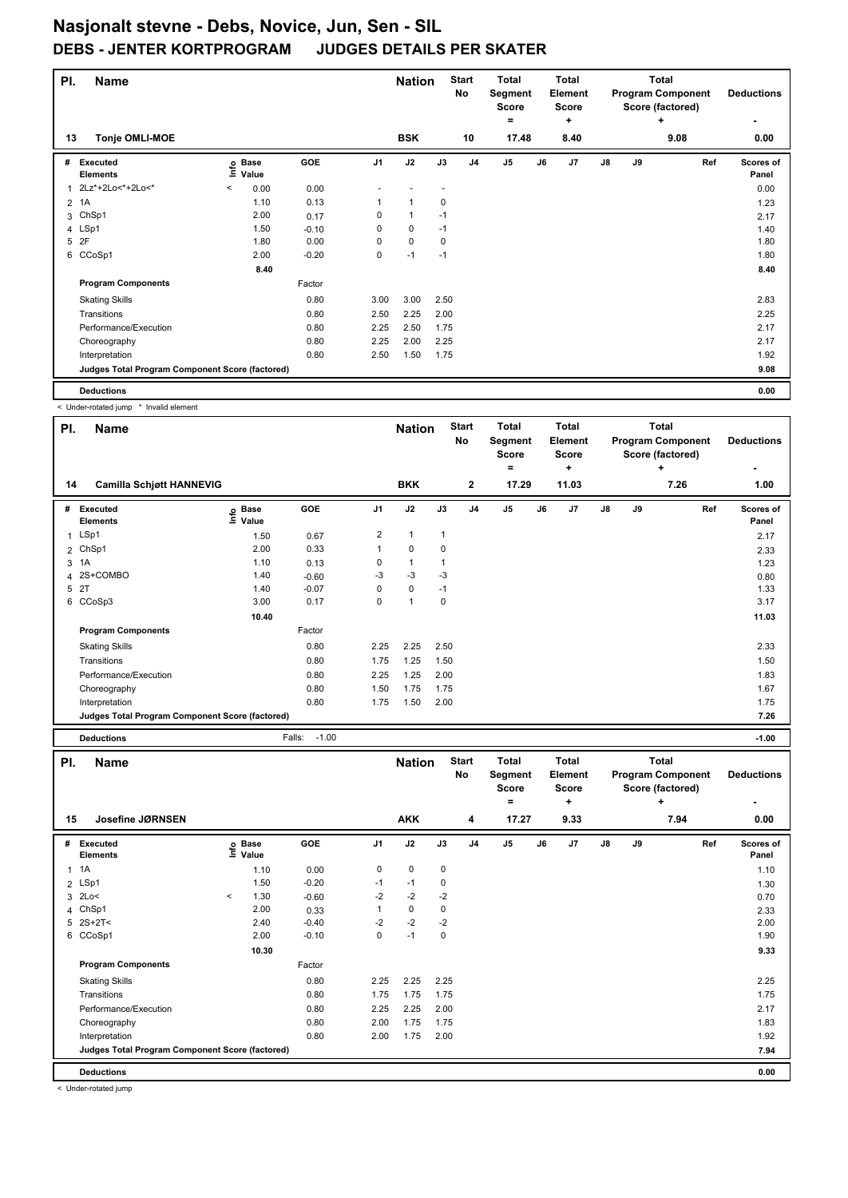# Nasjonalt stevne - Debs, Novice, Jun, Sen - SIL

## DEBS - JENTER KORTPROGRAM JUDGES DETAILS PER SKATER

| Pl. | Name | Nation | Start No | Total Segment Score = | Total Element Score + | Total Program Component Score (factored) + | Deductions - |
|---|---|---|---|---|---|---|---|
| 13 | Tonje OMLI-MOE | BSK | 10 | 17.48 | 8.40 | 9.08 | 0.00 |

| # | Executed Elements | Info | Base Value | GOE | J1 | J2 | J3 | J4 | J5 | J6 | J7 | J8 | J9 | Ref | Scores of Panel |
|---|---|---|---|---|---|---|---|---|---|---|---|---|---|---|---|
| 1 | 2Lz*+2Lo<*+2Lo<* | < | 0.00 | 0.00 | - | - | - | | | | | | | | 0.00 |
| 2 | 1A | | 1.10 | 0.13 | 1 | 1 | 0 | | | | | | | | 1.23 |
| 3 | ChSp1 | | 2.00 | 0.17 | 0 | 1 | -1 | | | | | | | | 2.17 |
| 4 | LSp1 | | 1.50 | -0.10 | 0 | 0 | -1 | | | | | | | | 1.40 |
| 5 | 2F | | 1.80 | 0.00 | 0 | 0 | 0 | | | | | | | | 1.80 |
| 6 | CCoSp1 | | 2.00 | -0.20 | 0 | -1 | -1 | | | | | | | | 1.80 |
| | | | 8.40 | | | | | | | | | | | | 8.40 |

| Program Components | Factor | J1 | J2 | J3 | J4 | J5 | J6 | J7 | J8 | J9 | Scores of Panel |
|---|---|---|---|---|---|---|---|---|---|---|---|
| Skating Skills | 0.80 | 3.00 | 3.00 | 2.50 | | | | | | | 2.83 |
| Transitions | 0.80 | 2.50 | 2.25 | 2.00 | | | | | | | 2.25 |
| Performance/Execution | 0.80 | 2.25 | 2.50 | 1.75 | | | | | | | 2.17 |
| Choreography | 0.80 | 2.25 | 2.00 | 2.25 | | | | | | | 2.17 |
| Interpretation | 0.80 | 2.50 | 1.50 | 1.75 | | | | | | | 1.92 |
| Judges Total Program Component Score (factored) | | | | | | | | | | | 9.08 |

| Deductions | | 0.00 |
|---|---|---|

< Under-rotated jump * Invalid element

| Pl. | Name | Nation | Start No | Total Segment Score = | Total Element Score + | Total Program Component Score (factored) + | Deductions - |
|---|---|---|---|---|---|---|---|
| 14 | Camilla Schjøtt HANNEVIG | BKK | 2 | 17.29 | 11.03 | 7.26 | 1.00 |

| # | Executed Elements | Info | Base Value | GOE | J1 | J2 | J3 | J4 | J5 | J6 | J7 | J8 | J9 | Ref | Scores of Panel |
|---|---|---|---|---|---|---|---|---|---|---|---|---|---|---|---|
| 1 | LSp1 | | 1.50 | 0.67 | 2 | 1 | 1 | | | | | | | | 2.17 |
| 2 | ChSp1 | | 2.00 | 0.33 | 1 | 0 | 0 | | | | | | | | 2.33 |
| 3 | 1A | | 1.10 | 0.13 | 0 | 1 | 1 | | | | | | | | 1.23 |
| 4 | 2S+COMBO | | 1.40 | -0.60 | -3 | -3 | -3 | | | | | | | | 0.80 |
| 5 | 2T | | 1.40 | -0.07 | 0 | 0 | -1 | | | | | | | | 1.33 |
| 6 | CCoSp3 | | 3.00 | 0.17 | 0 | 1 | 0 | | | | | | | | 3.17 |
| | | | 10.40 | | | | | | | | | | | | 11.03 |

| Program Components | Factor | J1 | J2 | J3 | J4 | J5 | J6 | J7 | J8 | J9 | Scores of Panel |
|---|---|---|---|---|---|---|---|---|---|---|---|
| Skating Skills | 0.80 | 2.25 | 2.25 | 2.50 | | | | | | | 2.33 |
| Transitions | 0.80 | 1.75 | 1.25 | 1.50 | | | | | | | 1.50 |
| Performance/Execution | 0.80 | 2.25 | 1.25 | 2.00 | | | | | | | 1.83 |
| Choreography | 0.80 | 1.50 | 1.75 | 1.75 | | | | | | | 1.67 |
| Interpretation | 0.80 | 1.75 | 1.50 | 2.00 | | | | | | | 1.75 |
| Judges Total Program Component Score (factored) | | | | | | | | | | | 7.26 |

| Deductions | Falls: -1.00 | -1.00 |
|---|---|---|

| Pl. | Name | Nation | Start No | Total Segment Score = | Total Element Score + | Total Program Component Score (factored) + | Deductions - |
|---|---|---|---|---|---|---|---|
| 15 | Josefine JØRNSEN | AKK | 4 | 17.27 | 9.33 | 7.94 | 0.00 |

| # | Executed Elements | Info | Base Value | GOE | J1 | J2 | J3 | J4 | J5 | J6 | J7 | J8 | J9 | Ref | Scores of Panel |
|---|---|---|---|---|---|---|---|---|---|---|---|---|---|---|---|
| 1 | 1A | | 1.10 | 0.00 | 0 | 0 | 0 | | | | | | | | 1.10 |
| 2 | LSp1 | | 1.50 | -0.20 | -1 | -1 | 0 | | | | | | | | 1.30 |
| 3 | 2Lo< | < | 1.30 | -0.60 | -2 | -2 | -2 | | | | | | | | 0.70 |
| 4 | ChSp1 | | 2.00 | 0.33 | 1 | 0 | 0 | | | | | | | | 2.33 |
| 5 | 2S+2T< | | 2.40 | -0.40 | -2 | -2 | -2 | | | | | | | | 2.00 |
| 6 | CCoSp1 | | 2.00 | -0.10 | 0 | -1 | 0 | | | | | | | | 1.90 |
| | | | 10.30 | | | | | | | | | | | | 9.33 |

| Program Components | Factor | J1 | J2 | J3 | J4 | J5 | J6 | J7 | J8 | J9 | Scores of Panel |
|---|---|---|---|---|---|---|---|---|---|---|---|
| Skating Skills | 0.80 | 2.25 | 2.25 | 2.25 | | | | | | | 2.25 |
| Transitions | 0.80 | 1.75 | 1.75 | 1.75 | | | | | | | 1.75 |
| Performance/Execution | 0.80 | 2.25 | 2.25 | 2.00 | | | | | | | 2.17 |
| Choreography | 0.80 | 2.00 | 1.75 | 1.75 | | | | | | | 1.83 |
| Interpretation | 0.80 | 2.00 | 1.75 | 2.00 | | | | | | | 1.92 |
| Judges Total Program Component Score (factored) | | | | | | | | | | | 7.94 |

| Deductions | | 0.00 |
|---|---|---|

< Under-rotated jump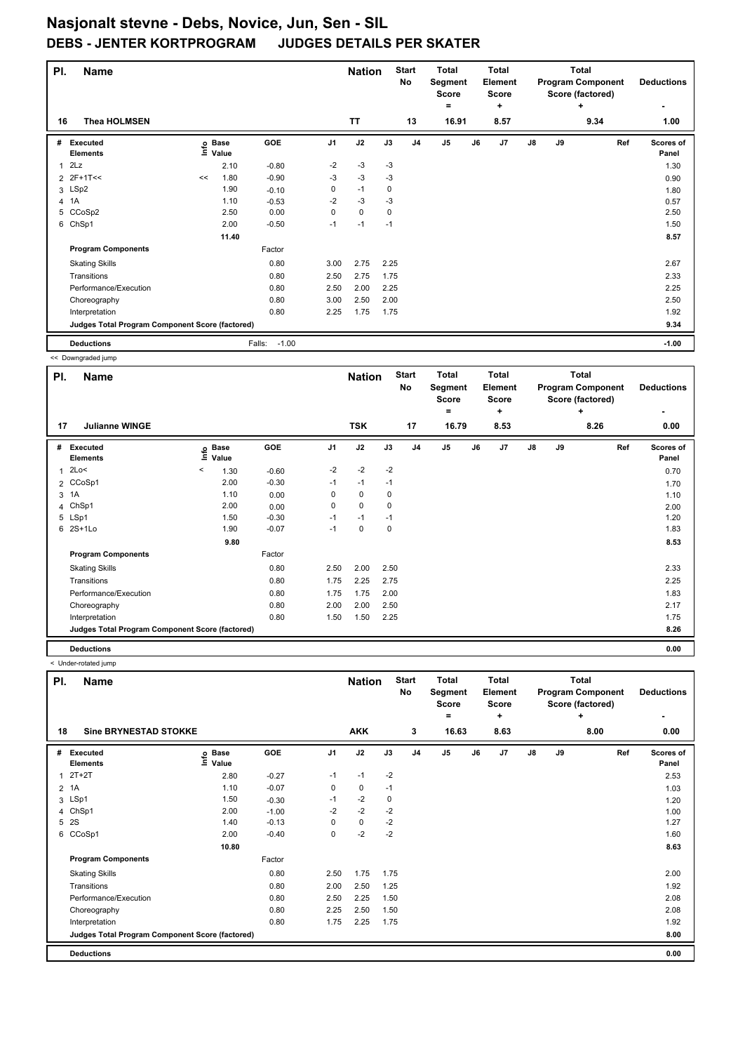# Nasjonalt stevne - Debs, Novice, Jun, Sen - SIL

## DEBS - JENTER KORTPROGRAM JUDGES DETAILS PER SKATER

| Pl. | Name | Nation | Start No | Total Segment Score = | Total Element Score + | Total Program Component Score (factored) + | Deductions - |
|---|---|---|---|---|---|---|---|
| 16 | Thea HOLMSEN | TT | 13 | 16.91 | 8.57 | 9.34 | 1.00 |

| # | Executed Elements | Info | Base Value | GOE | J1 | J2 | J3 | J4 | J5 | J6 | J7 | J8 | J9 | Ref | Scores of Panel |
|---|---|---|---|---|---|---|---|---|---|---|---|---|---|---|---|
| 1 | 2Lz | | 2.10 | -0.80 | -2 | -3 | -3 | | | | | | | | 1.30 |
| 2 | 2F+1T<< | << | 1.80 | -0.90 | -3 | -3 | -3 | | | | | | | | 0.90 |
| 3 | LSp2 | | 1.90 | -0.10 | 0 | -1 | 0 | | | | | | | | 1.80 |
| 4 | 1A | | 1.10 | -0.53 | -2 | -3 | -3 | | | | | | | | 0.57 |
| 5 | CCoSp2 | | 2.50 | 0.00 | 0 | 0 | 0 | | | | | | | | 2.50 |
| 6 | ChSp1 | | 2.00 | -0.50 | -1 | -1 | -1 | | | | | | | | 1.50 |
| | | | 11.40 | | | | | | | | | | | | 8.57 |
| | **Program Components** | | | Factor | | | | | | | | | | | |
| | Skating Skills | | | 0.80 | 3.00 | 2.75 | 2.25 | | | | | | | | 2.67 |
| | Transitions | | | 0.80 | 2.50 | 2.75 | 1.75 | | | | | | | | 2.33 |
| | Performance/Execution | | | 0.80 | 2.50 | 2.00 | 2.25 | | | | | | | | 2.25 |
| | Choreography | | | 0.80 | 3.00 | 2.50 | 2.00 | | | | | | | | 2.50 |
| | Interpretation | | | 0.80 | 2.25 | 1.75 | 1.75 | | | | | | | | 1.92 |
| | **Judges Total Program Component Score (factored)** | | | | | | | | | | | | | | 9.34 |
| | **Deductions** | | | Falls: -1.00 | | | | | | | | | | | -1.00 |

<< Downgraded jump

| Pl. | Name | Nation | Start No | Total Segment Score = | Total Element Score + | Total Program Component Score (factored) + | Deductions - |
|---|---|---|---|---|---|---|---|
| 17 | Julianne WINGE | TSK | 17 | 16.79 | 8.53 | 8.26 | 0.00 |

| # | Executed Elements | Info | Base Value | GOE | J1 | J2 | J3 | J4 | J5 | J6 | J7 | J8 | J9 | Ref | Scores of Panel |
|---|---|---|---|---|---|---|---|---|---|---|---|---|---|---|---|
| 1 | 2Lo< | < | 1.30 | -0.60 | -2 | -2 | -2 | | | | | | | | 0.70 |
| 2 | CCoSp1 | | 2.00 | -0.30 | -1 | -1 | -1 | | | | | | | | 1.70 |
| 3 | 1A | | 1.10 | 0.00 | 0 | 0 | 0 | | | | | | | | 1.10 |
| 4 | ChSp1 | | 2.00 | 0.00 | 0 | 0 | 0 | | | | | | | | 2.00 |
| 5 | LSp1 | | 1.50 | -0.30 | -1 | -1 | -1 | | | | | | | | 1.20 |
| 6 | 2S+1Lo | | 1.90 | -0.07 | -1 | 0 | 0 | | | | | | | | 1.83 |
| | | | 9.80 | | | | | | | | | | | | 8.53 |
| | **Program Components** | | | Factor | | | | | | | | | | | |
| | Skating Skills | | | 0.80 | 2.50 | 2.00 | 2.50 | | | | | | | | 2.33 |
| | Transitions | | | 0.80 | 1.75 | 2.25 | 2.75 | | | | | | | | 2.25 |
| | Performance/Execution | | | 0.80 | 1.75 | 1.75 | 2.00 | | | | | | | | 1.83 |
| | Choreography | | | 0.80 | 2.00 | 2.00 | 2.50 | | | | | | | | 2.17 |
| | Interpretation | | | 0.80 | 1.50 | 1.50 | 2.25 | | | | | | | | 1.75 |
| | **Judges Total Program Component Score (factored)** | | | | | | | | | | | | | | 8.26 |
| | **Deductions** | | | | | | | | | | | | | | 0.00 |

< Under-rotated jump

| Pl. | Name | Nation | Start No | Total Segment Score = | Total Element Score + | Total Program Component Score (factored) + | Deductions - |
|---|---|---|---|---|---|---|---|
| 18 | Sine BRYNESTAD STOKKE | AKK | 3 | 16.63 | 8.63 | 8.00 | 0.00 |

| # | Executed Elements | Info | Base Value | GOE | J1 | J2 | J3 | J4 | J5 | J6 | J7 | J8 | J9 | Ref | Scores of Panel |
|---|---|---|---|---|---|---|---|---|---|---|---|---|---|---|---|
| 1 | 2T+2T | | 2.80 | -0.27 | -1 | -1 | -2 | | | | | | | | 2.53 |
| 2 | 1A | | 1.10 | -0.07 | 0 | 0 | -1 | | | | | | | | 1.03 |
| 3 | LSp1 | | 1.50 | -0.30 | -1 | -2 | 0 | | | | | | | | 1.20 |
| 4 | ChSp1 | | 2.00 | -1.00 | -2 | -2 | -2 | | | | | | | | 1.00 |
| 5 | 2S | | 1.40 | -0.13 | 0 | 0 | -2 | | | | | | | | 1.27 |
| 6 | CCoSp1 | | 2.00 | -0.40 | 0 | -2 | -2 | | | | | | | | 1.60 |
| | | | 10.80 | | | | | | | | | | | | 8.63 |
| | **Program Components** | | | Factor | | | | | | | | | | | |
| | Skating Skills | | | 0.80 | 2.50 | 1.75 | 1.75 | | | | | | | | 2.00 |
| | Transitions | | | 0.80 | 2.00 | 2.50 | 1.25 | | | | | | | | 1.92 |
| | Performance/Execution | | | 0.80 | 2.50 | 2.25 | 1.50 | | | | | | | | 2.08 |
| | Choreography | | | 0.80 | 2.25 | 2.50 | 1.50 | | | | | | | | 2.08 |
| | Interpretation | | | 0.80 | 1.75 | 2.25 | 1.75 | | | | | | | | 1.92 |
| | **Judges Total Program Component Score (factored)** | | | | | | | | | | | | | | 8.00 |
| | **Deductions** | | | | | | | | | | | | | | 0.00 |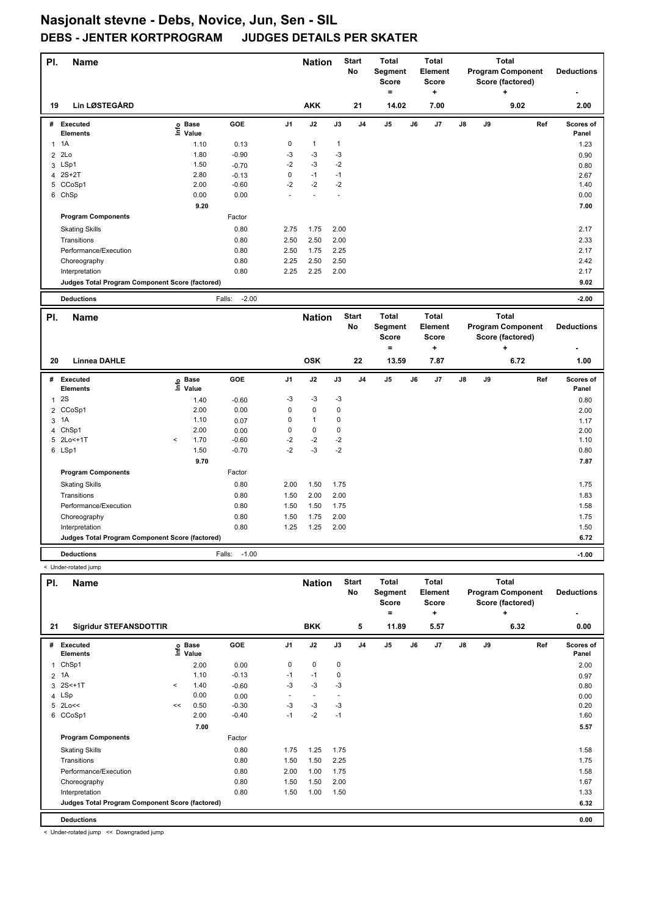# Nasjonalt stevne - Debs, Novice, Jun, Sen - SIL

## DEBS - JENTER KORTPROGRAM JUDGES DETAILS PER SKATER

| Pl. | Name | Nation | Start No | Total Segment Score = | Total Element Score + | Total Program Component Score (factored) + | Deductions - |
|---|---|---|---|---|---|---|---|
| 19 | Lin LØSTEGÅRD | AKK | 21 | 14.02 | 7.00 | 9.02 | 2.00 |

| # | Executed Elements | Info | Base Value | GOE | J1 | J2 | J3 | J4 | J5 | J6 | J7 | J8 | J9 | Ref | Scores of Panel |
|---|---|---|---|---|---|---|---|---|---|---|---|---|---|---|---|
| 1 | 1A | | 1.10 | 0.13 | 0 | 1 | 1 | | | | | | | | 1.23 |
| 2 | 2Lo | | 1.80 | -0.90 | -3 | -3 | -3 | | | | | | | | 0.90 |
| 3 | LSp1 | | 1.50 | -0.70 | -2 | -3 | -2 | | | | | | | | 0.80 |
| 4 | 2S+2T | | 2.80 | -0.13 | 0 | -1 | -1 | | | | | | | | 2.67 |
| 5 | CCoSp1 | | 2.00 | -0.60 | -2 | -2 | -2 | | | | | | | | 1.40 |
| 6 | ChSp | | 0.00 | 0.00 | - | - | - | | | | | | | | 0.00 |
| | | | 9.20 | | | | | | | | | | | | 7.00 |

| Program Components | Factor | J1 | J2 | J3 | Scores of Panel |
|---|---|---|---|---|---|
| Skating Skills | 0.80 | 2.75 | 1.75 | 2.00 | 2.17 |
| Transitions | 0.80 | 2.50 | 2.50 | 2.00 | 2.33 |
| Performance/Execution | 0.80 | 2.50 | 1.75 | 2.25 | 2.17 |
| Choreography | 0.80 | 2.25 | 2.50 | 2.50 | 2.42 |
| Interpretation | 0.80 | 2.25 | 2.25 | 2.00 | 2.17 |
| Judges Total Program Component Score (factored) | | | | | 9.02 |

| Deductions | Falls: -2.00 | -2.00 |
|---|---|---|

| Pl. | Name | Nation | Start No | Total Segment Score = | Total Element Score + | Total Program Component Score (factored) + | Deductions - |
|---|---|---|---|---|---|---|---|
| 20 | Linnea DAHLE | OSK | 22 | 13.59 | 7.87 | 6.72 | 1.00 |

| # | Executed Elements | Info | Base Value | GOE | J1 | J2 | J3 | J4 | J5 | J6 | J7 | J8 | J9 | Ref | Scores of Panel |
|---|---|---|---|---|---|---|---|---|---|---|---|---|---|---|---|
| 1 | 2S | | 1.40 | -0.60 | -3 | -3 | -3 | | | | | | | | 0.80 |
| 2 | CCoSp1 | | 2.00 | 0.00 | 0 | 0 | 0 | | | | | | | | 2.00 |
| 3 | 1A | | 1.10 | 0.07 | 0 | 1 | 0 | | | | | | | | 1.17 |
| 4 | ChSp1 | | 2.00 | 0.00 | 0 | 0 | 0 | | | | | | | | 2.00 |
| 5 | 2Lo<+1T | < | 1.70 | -0.60 | -2 | -2 | -2 | | | | | | | | 1.10 |
| 6 | LSp1 | | 1.50 | -0.70 | -2 | -3 | -2 | | | | | | | | 0.80 |
| | | | 9.70 | | | | | | | | | | | | 7.87 |

| Program Components | Factor | J1 | J2 | J3 | Scores of Panel |
|---|---|---|---|---|---|
| Skating Skills | 0.80 | 2.00 | 1.50 | 1.75 | 1.75 |
| Transitions | 0.80 | 1.50 | 2.00 | 2.00 | 1.83 |
| Performance/Execution | 0.80 | 1.50 | 1.50 | 1.75 | 1.58 |
| Choreography | 0.80 | 1.50 | 1.75 | 2.00 | 1.75 |
| Interpretation | 0.80 | 1.25 | 1.25 | 2.00 | 1.50 |
| Judges Total Program Component Score (factored) | | | | | 6.72 |

| Deductions | Falls: -1.00 | -1.00 |
|---|---|---|

< Under-rotated jump

| Pl. | Name | Nation | Start No | Total Segment Score = | Total Element Score + | Total Program Component Score (factored) + | Deductions - |
|---|---|---|---|---|---|---|---|
| 21 | Sigridur STEFANSDOTTIR | BKK | 5 | 11.89 | 5.57 | 6.32 | 0.00 |

| # | Executed Elements | Info | Base Value | GOE | J1 | J2 | J3 | J4 | J5 | J6 | J7 | J8 | J9 | Ref | Scores of Panel |
|---|---|---|---|---|---|---|---|---|---|---|---|---|---|---|---|
| 1 | ChSp1 | | 2.00 | 0.00 | 0 | 0 | 0 | | | | | | | | 2.00 |
| 2 | 1A | | 1.10 | -0.13 | -1 | -1 | 0 | | | | | | | | 0.97 |
| 3 | 2S<+1T | < | 1.40 | -0.60 | -3 | -3 | -3 | | | | | | | | 0.80 |
| 4 | LSp | | 0.00 | 0.00 | - | - | - | | | | | | | | 0.00 |
| 5 | 2Lo<< | << | 0.50 | -0.30 | -3 | -3 | -3 | | | | | | | | 0.20 |
| 6 | CCoSp1 | | 2.00 | -0.40 | -1 | -2 | -1 | | | | | | | | 1.60 |
| | | | 7.00 | | | | | | | | | | | | 5.57 |

| Program Components | Factor | J1 | J2 | J3 | Scores of Panel |
|---|---|---|---|---|---|
| Skating Skills | 0.80 | 1.75 | 1.25 | 1.75 | 1.58 |
| Transitions | 0.80 | 1.50 | 1.50 | 2.25 | 1.75 |
| Performance/Execution | 0.80 | 2.00 | 1.00 | 1.75 | 1.58 |
| Choreography | 0.80 | 1.50 | 1.50 | 2.00 | 1.67 |
| Interpretation | 0.80 | 1.50 | 1.00 | 1.50 | 1.33 |
| Judges Total Program Component Score (factored) | | | | | 6.32 |

| Deductions | | 0.00 |
|---|---|---|

< Under-rotated jump << Downgraded jump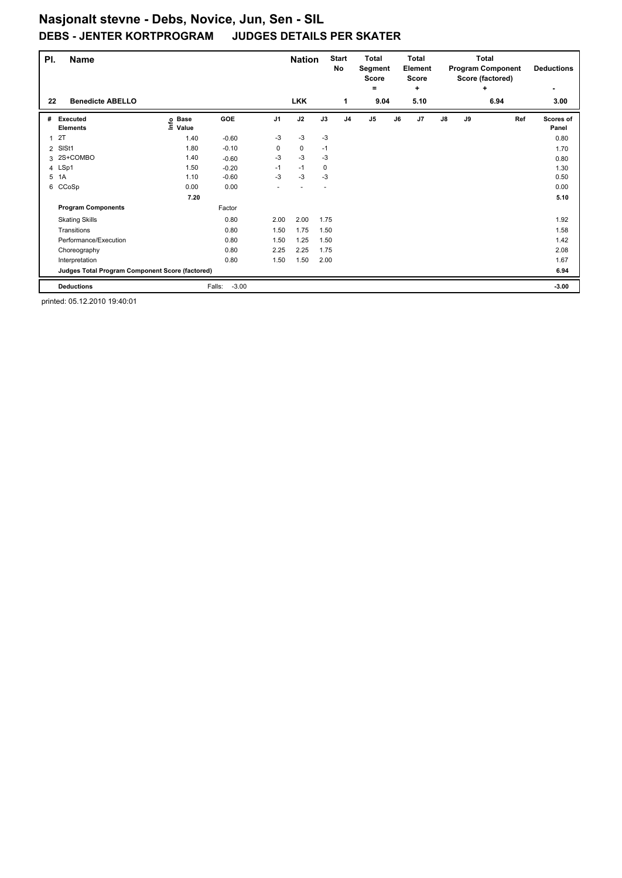# Nasjonalt stevne - Debs, Novice, Jun, Sen - SIL

## DEBS - JENTER KORTPROGRAM JUDGES DETAILS PER SKATER

| Pl. | Name | Nation | Start No | Total Segment Score = | Total Element Score + | Total Program Component Score (factored) + | Deductions - |
|---|---|---|---|---|---|---|---|
| 22 | Benedicte ABELLO | LKK | 1 | 9.04 | 5.10 | 6.94 | 3.00 |

| # | Executed Elements | Info | Base Value | GOE | J1 | J2 | J3 | J4 | J5 | J6 | J7 | J8 | J9 | Ref | Scores of Panel |
|---|---|---|---|---|---|---|---|---|---|---|---|---|---|---|---|
| 1 | 2T | | 1.40 | -0.60 | -3 | -3 | -3 | | | | | | | | 0.80 |
| 2 | SlSt1 | | 1.80 | -0.10 | 0 | 0 | -1 | | | | | | | | 1.70 |
| 3 | 2S+COMBO | | 1.40 | -0.60 | -3 | -3 | -3 | | | | | | | | 0.80 |
| 4 | LSp1 | | 1.50 | -0.20 | -1 | -1 | 0 | | | | | | | | 1.30 |
| 5 | 1A | | 1.10 | -0.60 | -3 | -3 | -3 | | | | | | | | 0.50 |
| 6 | CCoSp | | 0.00 | 0.00 | - | - | - | | | | | | | | 0.00 |
| | | | 7.20 | | | | | | | | | | | | 5.10 |
| | **Program Components** | | | Factor | | | | | | | | | | | |
| | Skating Skills | | | 0.80 | 2.00 | 2.00 | 1.75 | | | | | | | | 1.92 |
| | Transitions | | | 0.80 | 1.50 | 1.75 | 1.50 | | | | | | | | 1.58 |
| | Performance/Execution | | | 0.80 | 1.50 | 1.25 | 1.50 | | | | | | | | 1.42 |
| | Choreography | | | 0.80 | 2.25 | 2.25 | 1.75 | | | | | | | | 2.08 |
| | Interpretation | | | 0.80 | 1.50 | 1.50 | 2.00 | | | | | | | | 1.67 |
| | **Judges Total Program Component Score (factored)** | | | | | | | | | | | | | | 6.94 |
| | **Deductions** | | | Falls: -3.00 | | | | | | | | | | | -3.00 |

printed: 05.12.2010 19:40:01